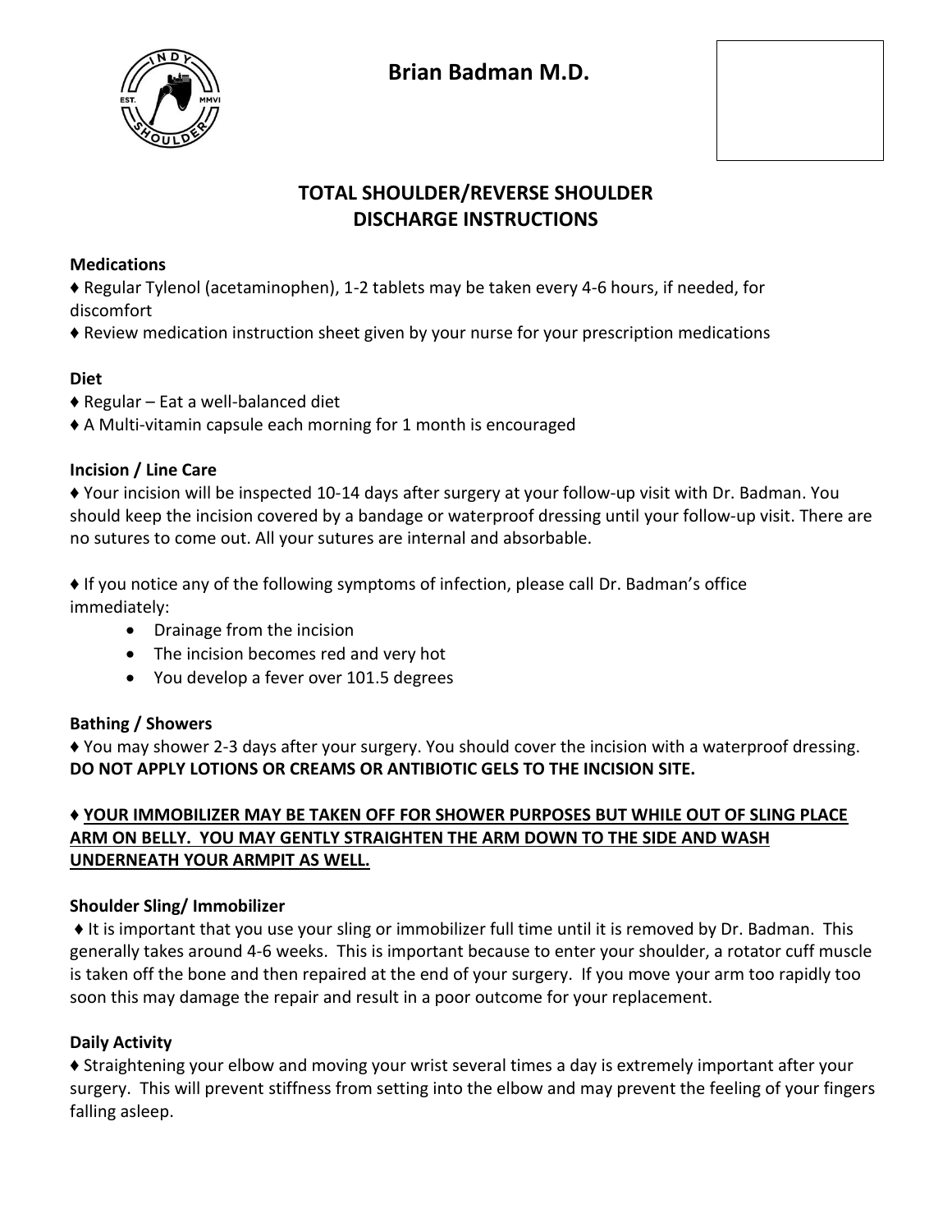# Brian Badman M.D.

## TOTAL SHOULDER/REVERSE SHOULDER DISCHARGE INSTRUCTIONS

**Medications**

♦ Regular Tylenol (acetaminophen), 1-2 tablets may be taken every 4-6 hours, if needed, for discomfort

♦ Review medication instruction sheet given by your nurse for your prescription medications

**Diet**

♦ Regular – Eat a well-balanced diet

♦ A Multi-vitamin capsule each morning for 1 month is encouraged

**Incision / Line Care**

♦ Your incision will be inspected 10-14 days after surgery at your follow-up visit with Dr. Badman. You should keep the incision covered by a bandage or waterproof dressing until your follow-up visit. There are no sutures to come out. All your sutures are internal and absorbable.

♦ If you notice any of the following symptoms of infection, please call Dr. Badman's office immediately:

- Drainage from the incision
- The incision becomes red and very hot
- You develop a fever over 101.5 degrees

**Bathing / Showers**

♦ You may shower 2-3 days after your surgery. You should cover the incision with a waterproof dressing. **DO NOT APPLY LOTIONS OR CREAMS OR ANTIBIOTIC GELS TO THE INCISION SITE.**

♦ **<u>YOUR IMMOBILIZER MAY BE TAKEN OFF FOR SHOWER PURPOSES BUT WHILE OUT OF SLING PLACE ARM ON BELLY. YOU MAY GENTLY STRAIGHTEN THE ARM DOWN TO THE SIDE AND WASH UNDERNEATH YOUR ARMPIT AS WELL.</u>**

**Shoulder Sling/ Immobilizer**

♦ It is important that you use your sling or immobilizer full time until it is removed by Dr. Badman. This generally takes around 4-6 weeks. This is important because to enter your shoulder, a rotator cuff muscle is taken off the bone and then repaired at the end of your surgery. If you move your arm too rapidly too soon this may damage the repair and result in a poor outcome for your replacement.

**Daily Activity**

♦ Straightening your elbow and moving your wrist several times a day is extremely important after your surgery. This will prevent stiffness from setting into the elbow and may prevent the feeling of your fingers falling asleep.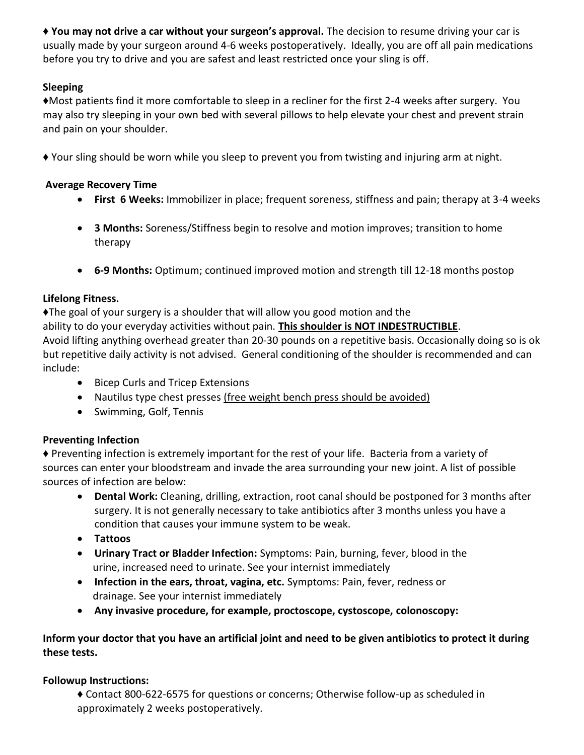♦ **You may not drive a car without your surgeon's approval.** The decision to resume driving your car is usually made by your surgeon around 4-6 weeks postoperatively. Ideally, you are off all pain medications before you try to drive and you are safest and least restricted once your sling is off.

**Sleeping**

♦Most patients find it more comfortable to sleep in a recliner for the first 2-4 weeks after surgery. You may also try sleeping in your own bed with several pillows to help elevate your chest and prevent strain and pain on your shoulder.

♦ Your sling should be worn while you sleep to prevent you from twisting and injuring arm at night.

**Average Recovery Time**

- **First 6 Weeks:** Immobilizer in place; frequent soreness, stiffness and pain; therapy at 3-4 weeks
- **3 Months:** Soreness/Stiffness begin to resolve and motion improves; transition to home therapy
- **6-9 Months:** Optimum; continued improved motion and strength till 12-18 months postop

**Lifelong Fitness.**

♦The goal of your surgery is a shoulder that will allow you good motion and the ability to do your everyday activities without pain. <u>**This shoulder is NOT INDESTRUCTIBLE**</u>. Avoid lifting anything overhead greater than 20-30 pounds on a repetitive basis. Occasionally doing so is ok but repetitive daily activity is not advised. General conditioning of the shoulder is recommended and can include:

- Bicep Curls and Tricep Extensions
- Nautilus type chest presses <u>(free weight bench press should be avoided)</u>
- Swimming, Golf, Tennis

**Preventing Infection**

♦ Preventing infection is extremely important for the rest of your life. Bacteria from a variety of sources can enter your bloodstream and invade the area surrounding your new joint. A list of possible sources of infection are below:

- **Dental Work:** Cleaning, drilling, extraction, root canal should be postponed for 3 months after surgery. It is not generally necessary to take antibiotics after 3 months unless you have a condition that causes your immune system to be weak.
- **Tattoos**
- **Urinary Tract or Bladder Infection:** Symptoms: Pain, burning, fever, blood in the urine, increased need to urinate. See your internist immediately
- **Infection in the ears, throat, vagina, etc.** Symptoms: Pain, fever, redness or drainage. See your internist immediately
- **Any invasive procedure, for example, proctoscope, cystoscope, colonoscopy:**

**Inform your doctor that you have an artificial joint and need to be given antibiotics to protect it during these tests.**

**Followup Instructions:**

♦ Contact 800-622-6575 for questions or concerns; Otherwise follow-up as scheduled in approximately 2 weeks postoperatively.